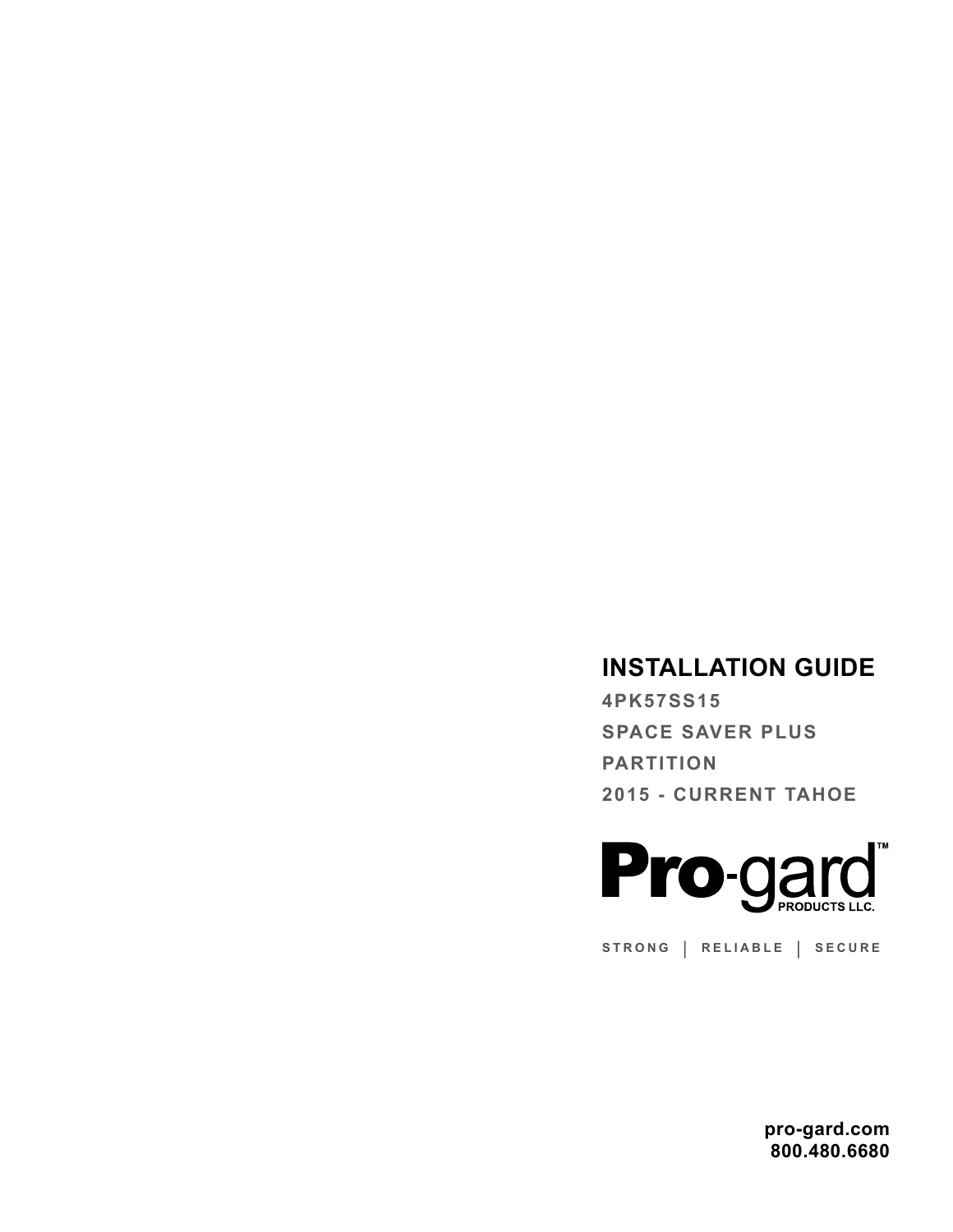# INSTALLATION GUIDE

**4PK57SS15**

**SPACE SAVER PLUS**

**PARTITION**

**2015 - CURRENT TAHOE**

**Pro-gard™**
PRODUCTS LLC.

STRONG | RELIABLE | SECURE

**pro-gard.com**
**800.480.6680**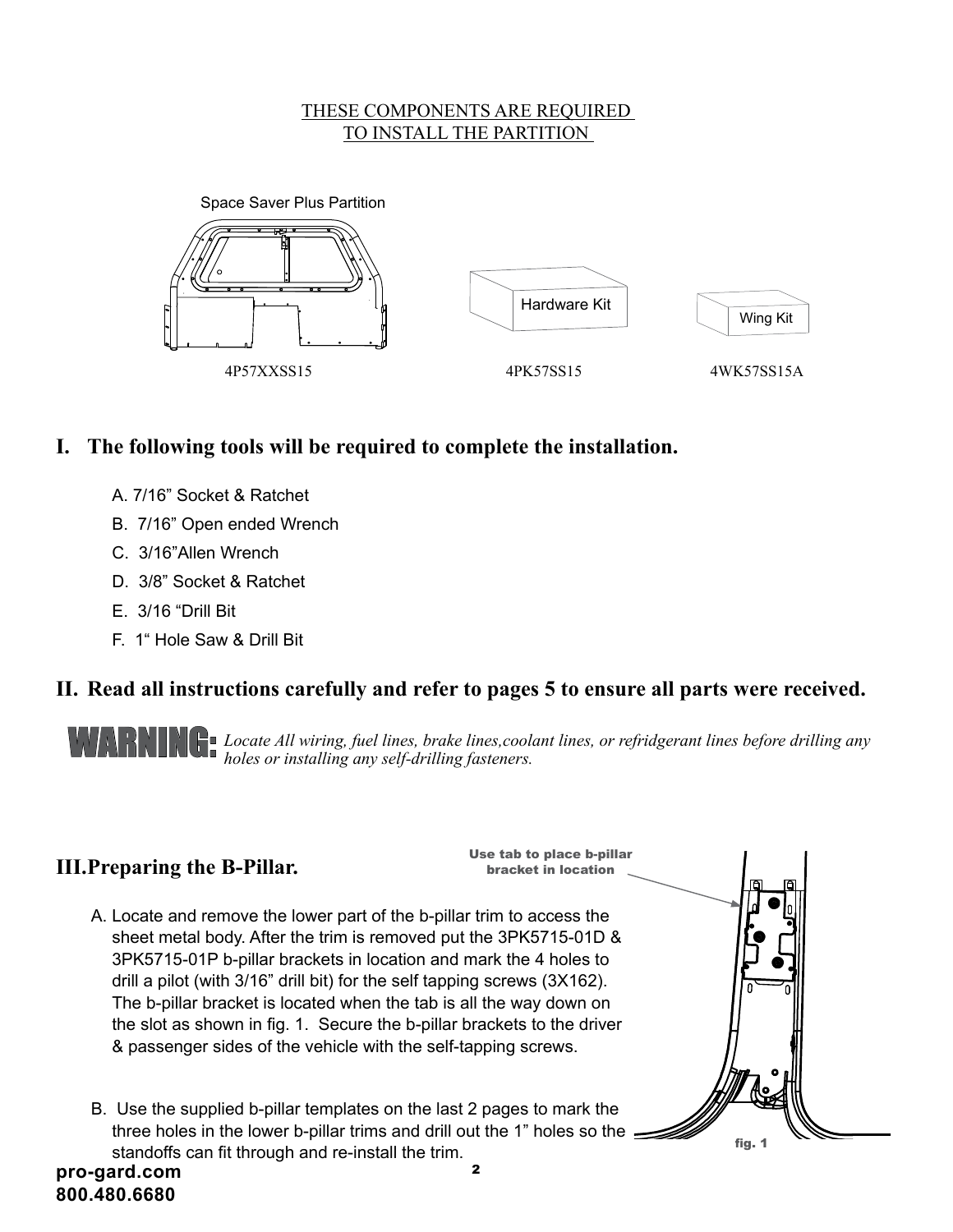THESE COMPONENTS ARE REQUIRED
TO INSTALL THE PARTITION

Space Saver Plus Partition

Hardware Kit

Wing Kit

4P57XXSS15 | 4PK57SS15 | 4WK57SS15A

## I. The following tools will be required to complete the installation.

A. 7/16" Socket & Ratchet
B. 7/16" Open ended Wrench
C. 3/16"Allen Wrench
D. 3/8" Socket & Ratchet
E. 3/16 "Drill Bit
F. 1" Hole Saw & Drill Bit

## II. Read all instructions carefully and refer to pages 5 to ensure all parts were received.

**WARNING:** *Locate All wiring, fuel lines, brake lines,coolant lines, or refridgerant lines before drilling any holes or installing any self-drilling fasteners.*

## III.Preparing the B-Pillar.

A. Locate and remove the lower part of the b-pillar trim to access the sheet metal body. After the trim is removed put the 3PK5715-01D & 3PK5715-01P b-pillar brackets in location and mark the 4 holes to drill a pilot (with 3/16" drill bit) for the self tapping screws (3X162). The b-pillar bracket is located when the tab is all the way down on the slot as shown in fig. 1. Secure the b-pillar brackets to the driver & passenger sides of the vehicle with the self-tapping screws.

B. Use the supplied b-pillar templates on the last 2 pages to mark the three holes in the lower b-pillar trims and drill out the 1" holes so the standoffs can fit through and re-install the trim.

Use tab to place b-pillar bracket in location

fig. 1

pro-gard.com
800.480.6680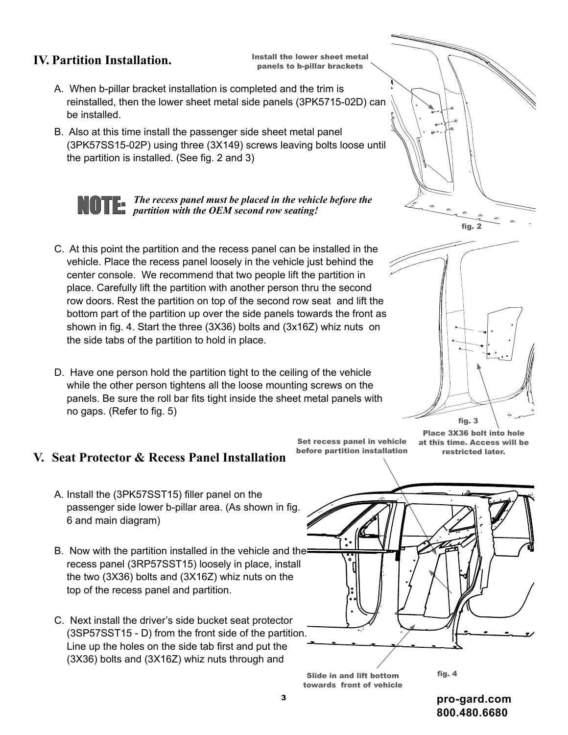## IV. Partition Installation.

A. When b-pillar bracket installation is completed and the trim is reinstalled, then the lower sheet metal side panels (3PK5715-02D) can be installed.

B. Also at this time install the passenger side sheet metal panel (3PK57SS15-02P) using three (3X149) screws leaving bolts loose until the partition is installed. (See fig. 2 and 3)

**NOTE:** ***The recess panel must be placed in the vehicle before the partition with the OEM second row seating!***

C. At this point the partition and the recess panel can be installed in the vehicle. Place the recess panel loosely in the vehicle just behind the center console. We recommend that two people lift the partition in place. Carefully lift the partition with another person thru the second row doors. Rest the partition on top of the second row seat and lift the bottom part of the partition up over the side panels towards the front as shown in fig. 4. Start the three (3X36) bolts and (3x16Z) whiz nuts on the side tabs of the partition to hold in place.

D. Have one person hold the partition tight to the ceiling of the vehicle while the other person tightens all the loose mounting screws on the panels. Be sure the roll bar fits tight inside the sheet metal panels with no gaps. (Refer to fig. 5)

Install the lower sheet metal panels to b-pillar brackets

fig. 2

fig. 3

Place 3X36 bolt into hole at this time. Access will be restricted later.

## V. Seat Protector & Recess Panel Installation

A. Install the (3PK57SST15) filler panel on the passenger side lower b-pillar area. (As shown in fig. 6 and main diagram)

B. Now with the partition installed in the vehicle and the recess panel (3RP57SST15) loosely in place, install the two (3X36) bolts and (3X16Z) whiz nuts on the top of the recess panel and partition.

C. Next install the driver's side bucket seat protector (3SP57SST15 - D) from the front side of the partition. Line up the holes on the side tab first and put the (3X36) bolts and (3X16Z) whiz nuts through and

Set recess panel in vehicle before partition installation

Slide in and lift bottom towards front of vehicle

fig. 4

pro-gard.com
800.480.6680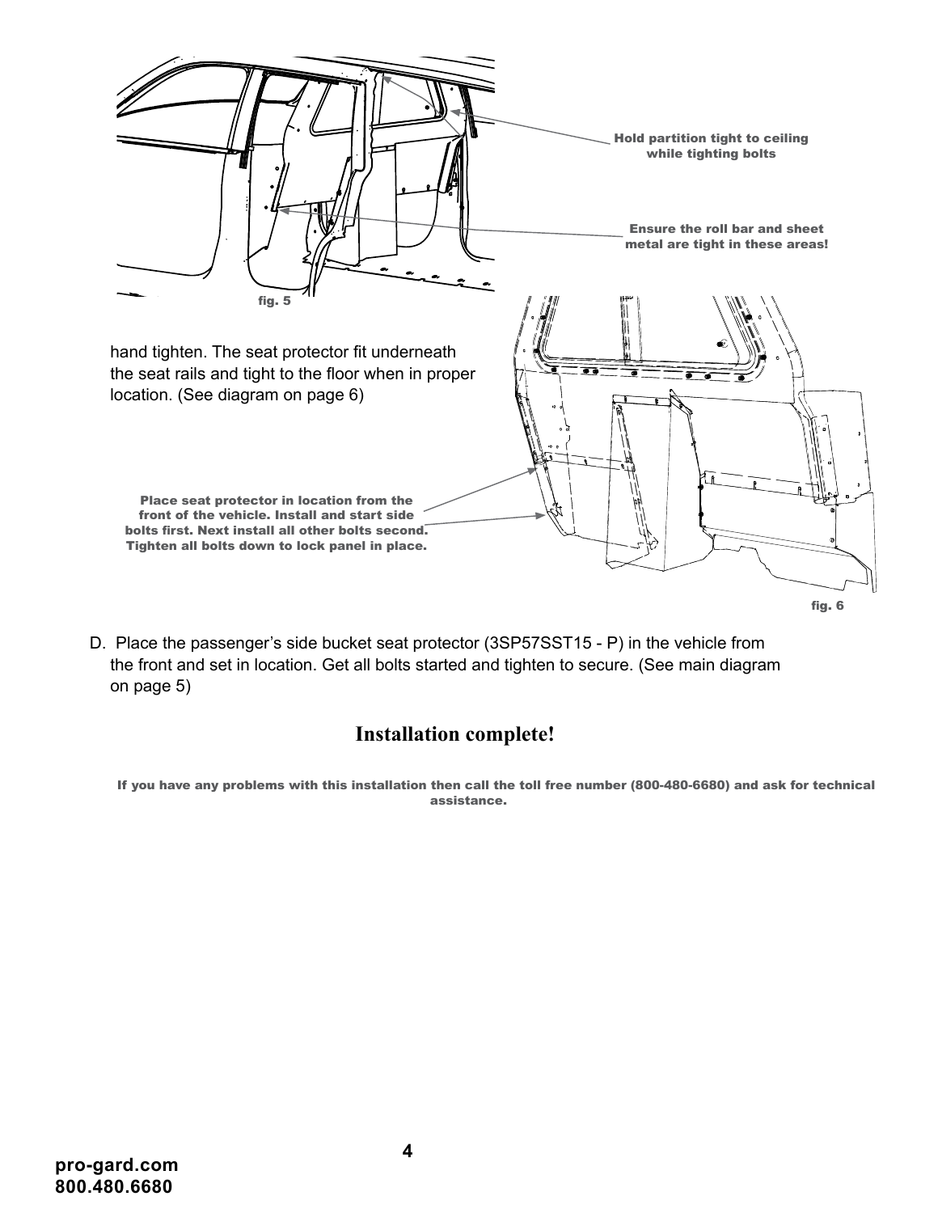Hold partition tight to ceiling while tighting bolts

Ensure the roll bar and sheet metal are tight in these areas!

fig. 5

hand tighten. The seat protector fit underneath the seat rails and tight to the floor when in proper location. (See diagram on page 6)

Place seat protector in location from the front of the vehicle. Install and start side bolts first. Next install all other bolts second. Tighten all bolts down to lock panel in place.

fig. 6

D. Place the passenger's side bucket seat protector (3SP57SST15 - P) in the vehicle from the front and set in location. Get all bolts started and tighten to secure. (See main diagram on page 5)

## Installation complete!

**If you have any problems with this installation then call the toll free number (800-480-6680) and ask for technical assistance.**

**pro-gard.com**
**800.480.6680**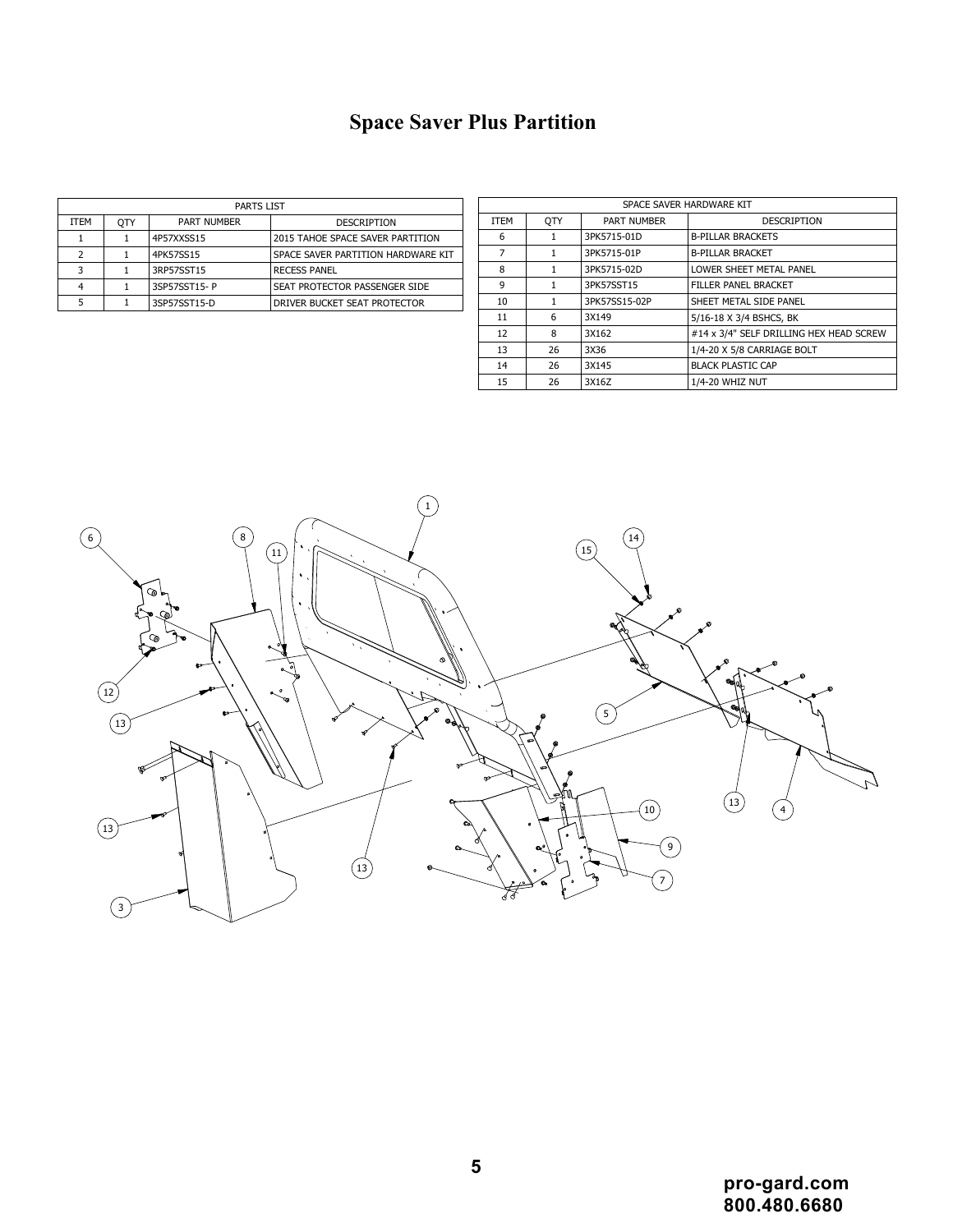# Space Saver Plus Partition

| PARTS LIST | | | |
|---|---|---|---|
| ITEM | QTY | PART NUMBER | DESCRIPTION |
| 1 | 1 | 4P57XXSS15 | 2015 TAHOE SPACE SAVER PARTITION |
| 2 | 1 | 4PK57SS15 | SPACE SAVER PARTITION HARDWARE KIT |
| 3 | 1 | 3RP57SST15 | RECESS PANEL |
| 4 | 1 | 3SP57SST15- P | SEAT PROTECTOR PASSENGER SIDE |
| 5 | 1 | 3SP57SST15-D | DRIVER BUCKET SEAT PROTECTOR |

| SPACE SAVER HARDWARE KIT | | | |
|---|---|---|---|
| ITEM | QTY | PART NUMBER | DESCRIPTION |
| 6 | 1 | 3PK5715-01D | B-PILLAR BRACKETS |
| 7 | 1 | 3PK5715-01P | B-PILLAR BRACKET |
| 8 | 1 | 3PK5715-02D | LOWER SHEET METAL PANEL |
| 9 | 1 | 3PK57SST15 | FILLER PANEL BRACKET |
| 10 | 1 | 3PK57SS15-02P | SHEET METAL SIDE PANEL |
| 11 | 6 | 3X149 | 5/16-18 X 3/4 BSHCS, BK |
| 12 | 8 | 3X162 | #14 x 3/4" SELF DRILLING HEX HEAD SCREW |
| 13 | 26 | 3X36 | 1/4-20 X 5/8 CARRIAGE BOLT |
| 14 | 26 | 3X145 | BLACK PLASTIC CAP |
| 15 | 26 | 3X16Z | 1/4-20 WHIZ NUT |

pro-gard.com
800.480.6680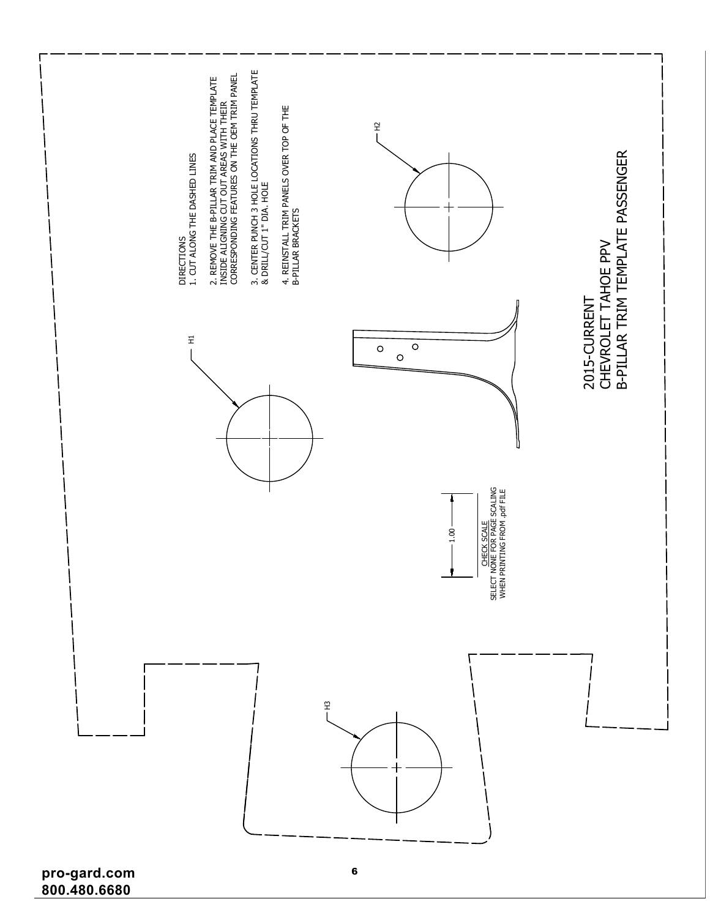# 2015-CURRENT CHEVROLET TAHOE PPV B-PILLAR TRIM TEMPLATE PASSENGER

DIRECTIONS

1. CUT ALONG THE DASHED LINES
2. REMOVE THE B-PILLAR TRIM AND PLACE TEMPLATE INSIDE ALIGNING CUT OUT AREAS WITH THEIR CORRESPONDING FEATURES ON THE OEM TRIM PANEL
3. CENTER PUNCH 3 HOLE LOCATIONS THRU TEMPLATE & DRILL/CUT 1" DIA. HOLE
4. REINSTALL TRIM PANELS OVER TOP OF THE B-PILLAR BRACKETS

H1

H2

H3

1.00

CHECK SCALE
SELECT NONE FOR PAGE SCALING
WHEN PRINTING FROM .pdf FILE

pro-gard.com
800.480.6680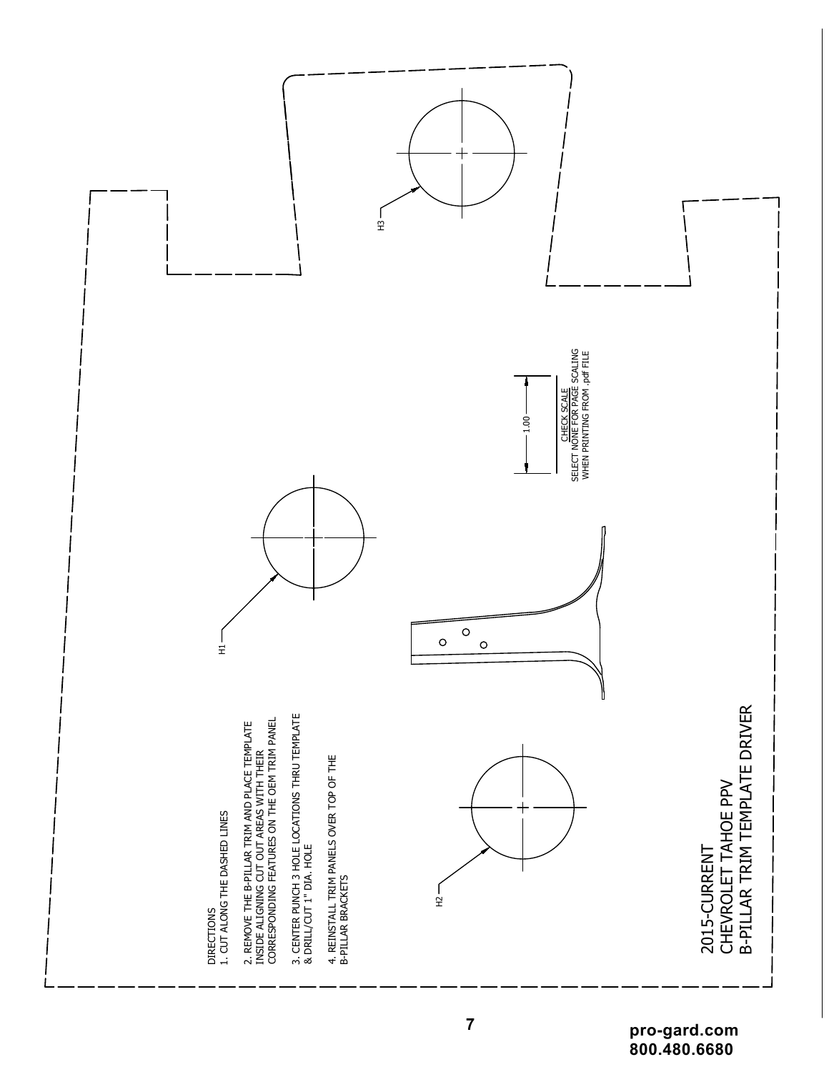# 2015-CURRENT
# CHEVROLET TAHOE PPV
# B-PILLAR TRIM TEMPLATE DRIVER

DIRECTIONS
1. CUT ALONG THE DASHED LINES

2. REMOVE THE B-PILLAR TRIM AND PLACE TEMPLATE INSIDE ALIGNING CUT OUT AREAS WITH THEIR CORRESPONDING FEATURES ON THE OEM TRIM PANEL

3. CENTER PUNCH 3 HOLE LOCATIONS THRU TEMPLATE & DRILL/CUT 1" DIA. HOLE

4. REINSTALL TRIM PANELS OVER TOP OF THE B-PILLAR BRACKETS

H1

H2

H3

1.00

CHECK SCALE
SELECT NONE FOR PAGE SCALING WHEN PRINTING FROM .pdf FILE

pro-gard.com
800.480.6680